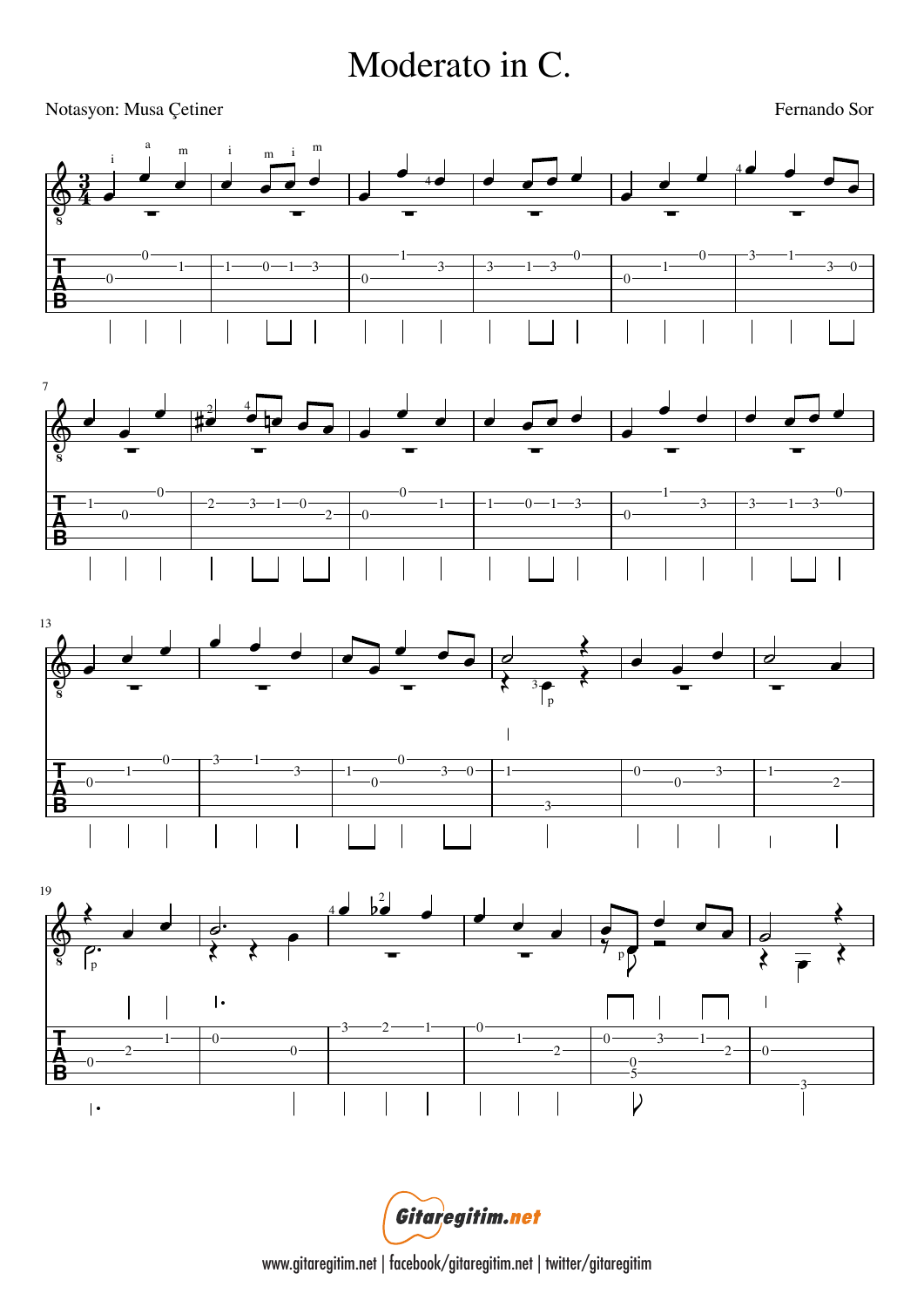# Moderato in C.

Notasyon: Musa Çetiner

Fernando Sor

www.gitaregitim.net | facebook/gitaregitim.net | twitter/gitaregitim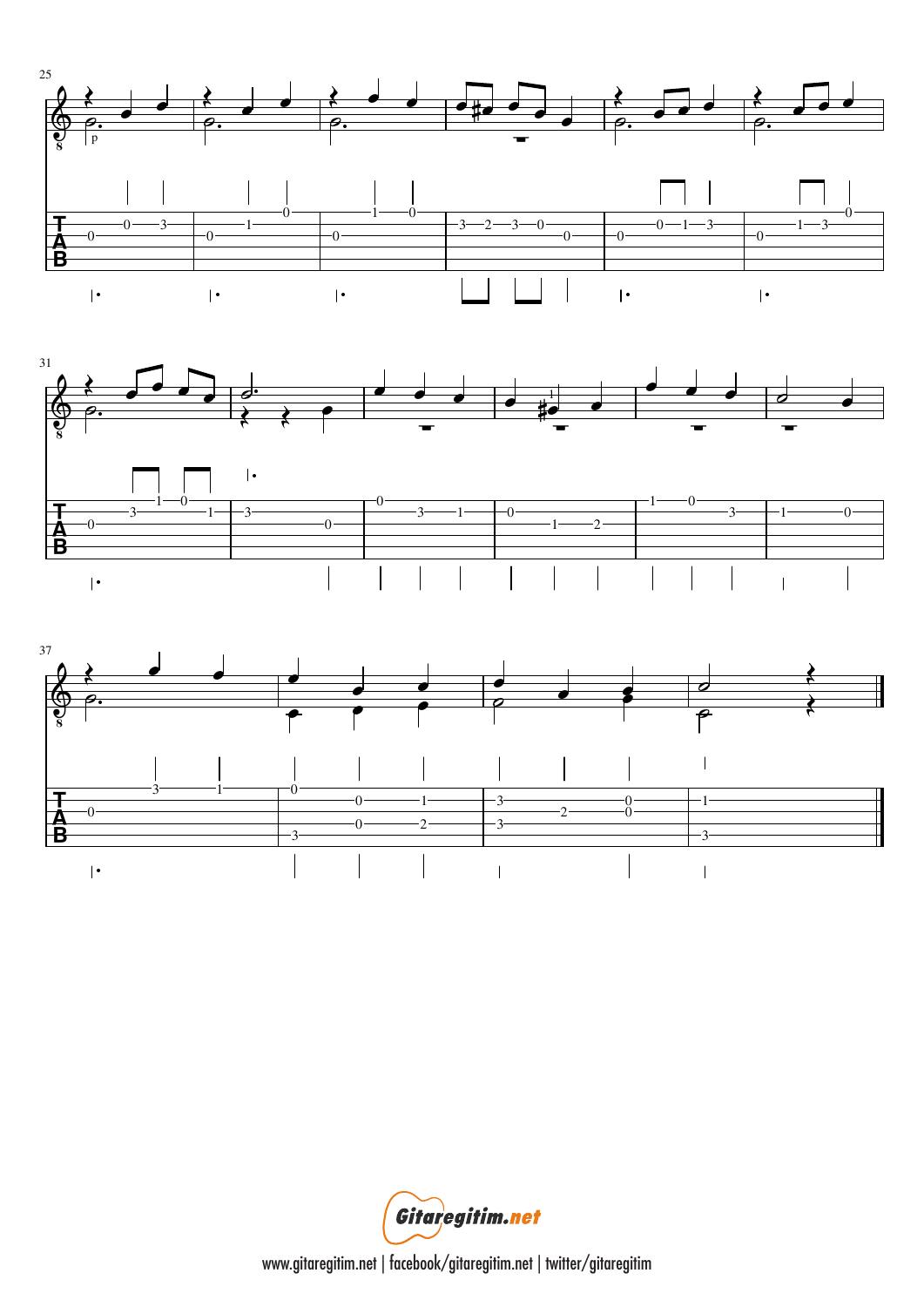Gitaregitim.net

www.gitaregitim.net | facebook/gitaregitim.net | twitter/gitaregitim